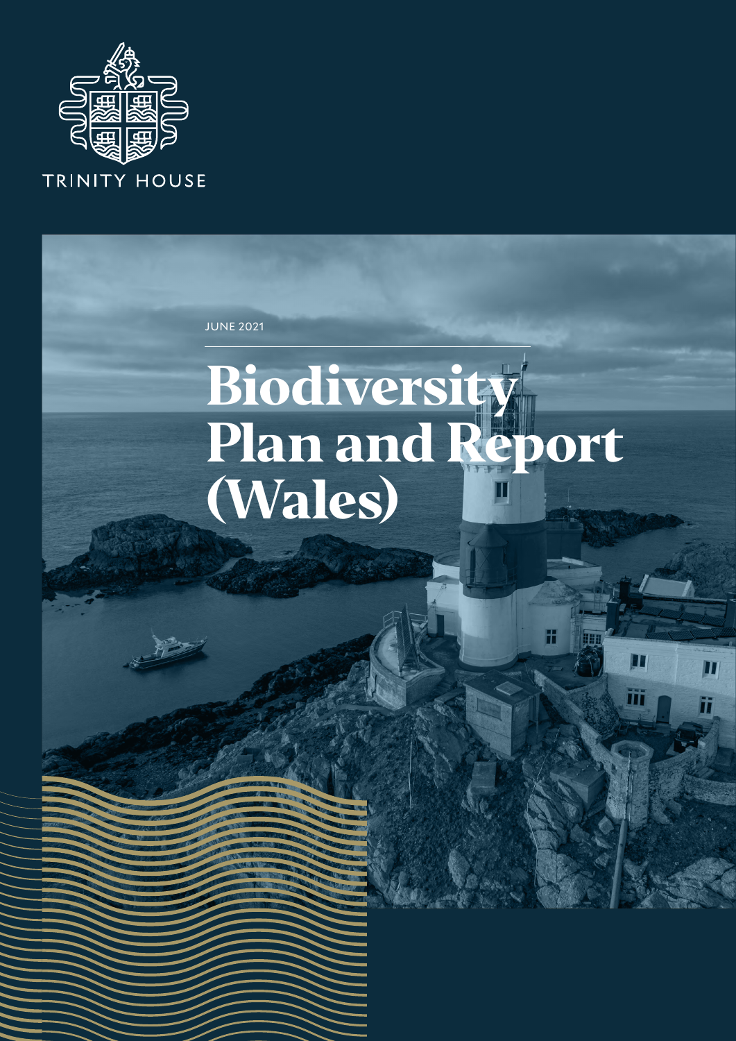TRINITY HOUSE

JUNE 2021

# Biodiversity Plan and Report (Wales)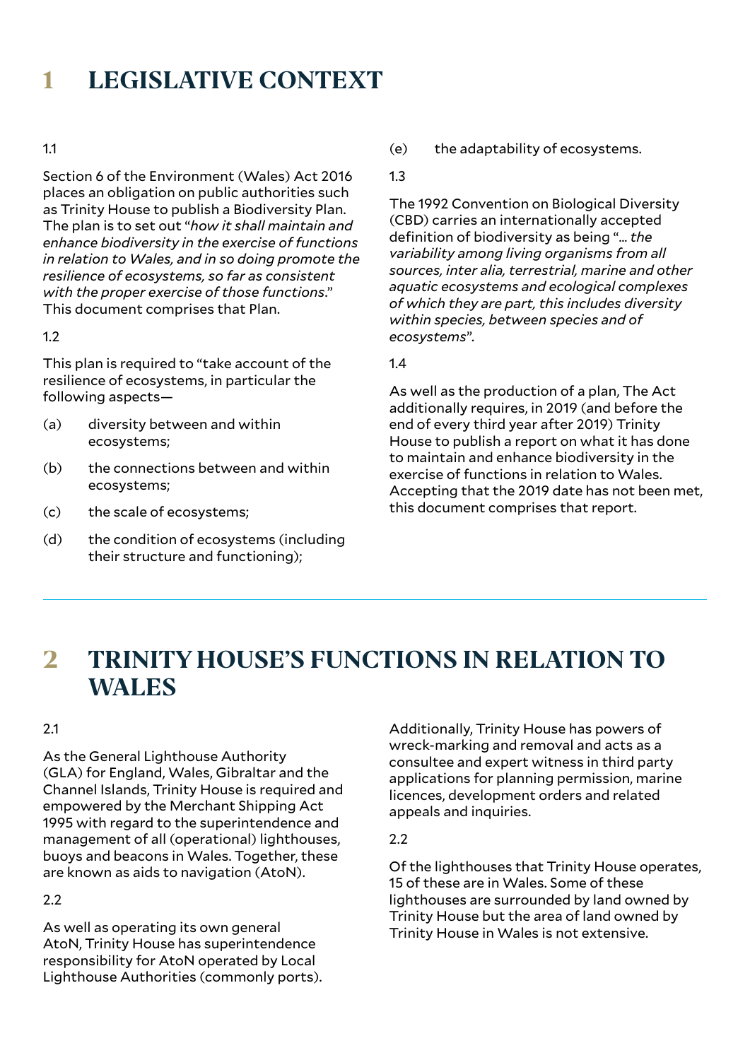# 1 LEGISLATIVE CONTEXT

1.1

Section 6 of the Environment (Wales) Act 2016 places an obligation on public authorities such as Trinity House to publish a Biodiversity Plan. The plan is to set out "*how it shall maintain and enhance biodiversity in the exercise of functions in relation to Wales, and in so doing promote the resilience of ecosystems, so far as consistent with the proper exercise of those functions*." This document comprises that Plan.

1.2

This plan is required to "take account of the resilience of ecosystems, in particular the following aspects—

(a) diversity between and within ecosystems;

(b) the connections between and within ecosystems;

(c) the scale of ecosystems;

(d) the condition of ecosystems (including their structure and functioning);

(e) the adaptability of ecosystems.

1.3

The 1992 Convention on Biological Diversity (CBD) carries an internationally accepted definition of biodiversity as being "... *the variability among living organisms from all sources, inter alia, terrestrial, marine and other aquatic ecosystems and ecological complexes of which they are part, this includes diversity within species, between species and of ecosystems*".

1.4

As well as the production of a plan, The Act additionally requires, in 2019 (and before the end of every third year after 2019) Trinity House to publish a report on what it has done to maintain and enhance biodiversity in the exercise of functions in relation to Wales. Accepting that the 2019 date has not been met, this document comprises that report.

# 2 TRINITY HOUSE'S FUNCTIONS IN RELATION TO WALES

2.1

As the General Lighthouse Authority (GLA) for England, Wales, Gibraltar and the Channel Islands, Trinity House is required and empowered by the Merchant Shipping Act 1995 with regard to the superintendence and management of all (operational) lighthouses, buoys and beacons in Wales. Together, these are known as aids to navigation (AtoN).

2.2

As well as operating its own general AtoN, Trinity House has superintendence responsibility for AtoN operated by Local Lighthouse Authorities (commonly ports). Additionally, Trinity House has powers of wreck-marking and removal and acts as a consultee and expert witness in third party applications for planning permission, marine licences, development orders and related appeals and inquiries.

2.2

Of the lighthouses that Trinity House operates, 15 of these are in Wales. Some of these lighthouses are surrounded by land owned by Trinity House but the area of land owned by Trinity House in Wales is not extensive.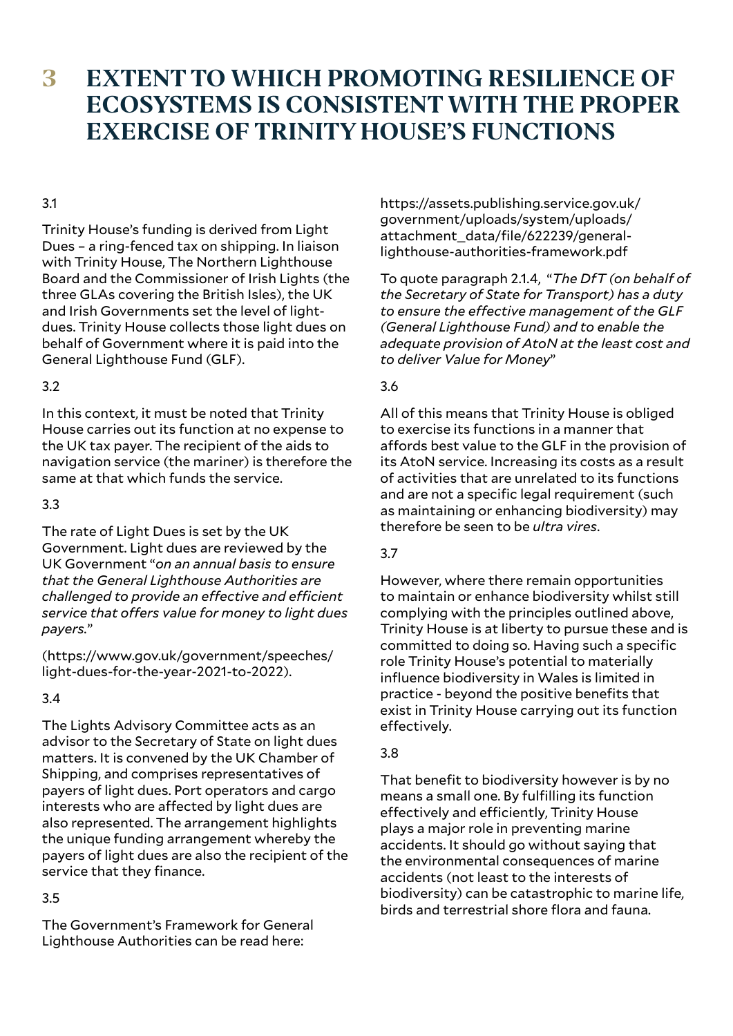# 3 EXTENT TO WHICH PROMOTING RESILIENCE OF ECOSYSTEMS IS CONSISTENT WITH THE PROPER EXERCISE OF TRINITY HOUSE'S FUNCTIONS

3.1

Trinity House's funding is derived from Light Dues – a ring-fenced tax on shipping. In liaison with Trinity House, The Northern Lighthouse Board and the Commissioner of Irish Lights (the three GLAs covering the British Isles), the UK and Irish Governments set the level of light-dues. Trinity House collects those light dues on behalf of Government where it is paid into the General Lighthouse Fund (GLF).

3.2

In this context, it must be noted that Trinity House carries out its function at no expense to the UK tax payer. The recipient of the aids to navigation service (the mariner) is therefore the same at that which funds the service.

3.3

The rate of Light Dues is set by the UK Government. Light dues are reviewed by the UK Government "*on an annual basis to ensure that the General Lighthouse Authorities are challenged to provide an effective and efficient service that offers value for money to light dues payers.*"

(https://www.gov.uk/government/speeches/light-dues-for-the-year-2021-to-2022).

3.4

The Lights Advisory Committee acts as an advisor to the Secretary of State on light dues matters. It is convened by the UK Chamber of Shipping, and comprises representatives of payers of light dues. Port operators and cargo interests who are affected by light dues are also represented. The arrangement highlights the unique funding arrangement whereby the payers of light dues are also the recipient of the service that they finance.

3.5

The Government's Framework for General Lighthouse Authorities can be read here: https://assets.publishing.service.gov.uk/government/uploads/system/uploads/attachment_data/file/622239/general-lighthouse-authorities-framework.pdf

To quote paragraph 2.1.4, "*The DfT (on behalf of the Secretary of State for Transport) has a duty to ensure the effective management of the GLF (General Lighthouse Fund) and to enable the adequate provision of AtoN at the least cost and to deliver Value for Money*"

3.6

All of this means that Trinity House is obliged to exercise its functions in a manner that affords best value to the GLF in the provision of its AtoN service. Increasing its costs as a result of activities that are unrelated to its functions and are not a specific legal requirement (such as maintaining or enhancing biodiversity) may therefore be seen to be *ultra vires*.

3.7

However, where there remain opportunities to maintain or enhance biodiversity whilst still complying with the principles outlined above, Trinity House is at liberty to pursue these and is committed to doing so. Having such a specific role Trinity House's potential to materially influence biodiversity in Wales is limited in practice - beyond the positive benefits that exist in Trinity House carrying out its function effectively.

3.8

That benefit to biodiversity however is by no means a small one. By fulfilling its function effectively and efficiently, Trinity House plays a major role in preventing marine accidents. It should go without saying that the environmental consequences of marine accidents (not least to the interests of biodiversity) can be catastrophic to marine life, birds and terrestrial shore flora and fauna.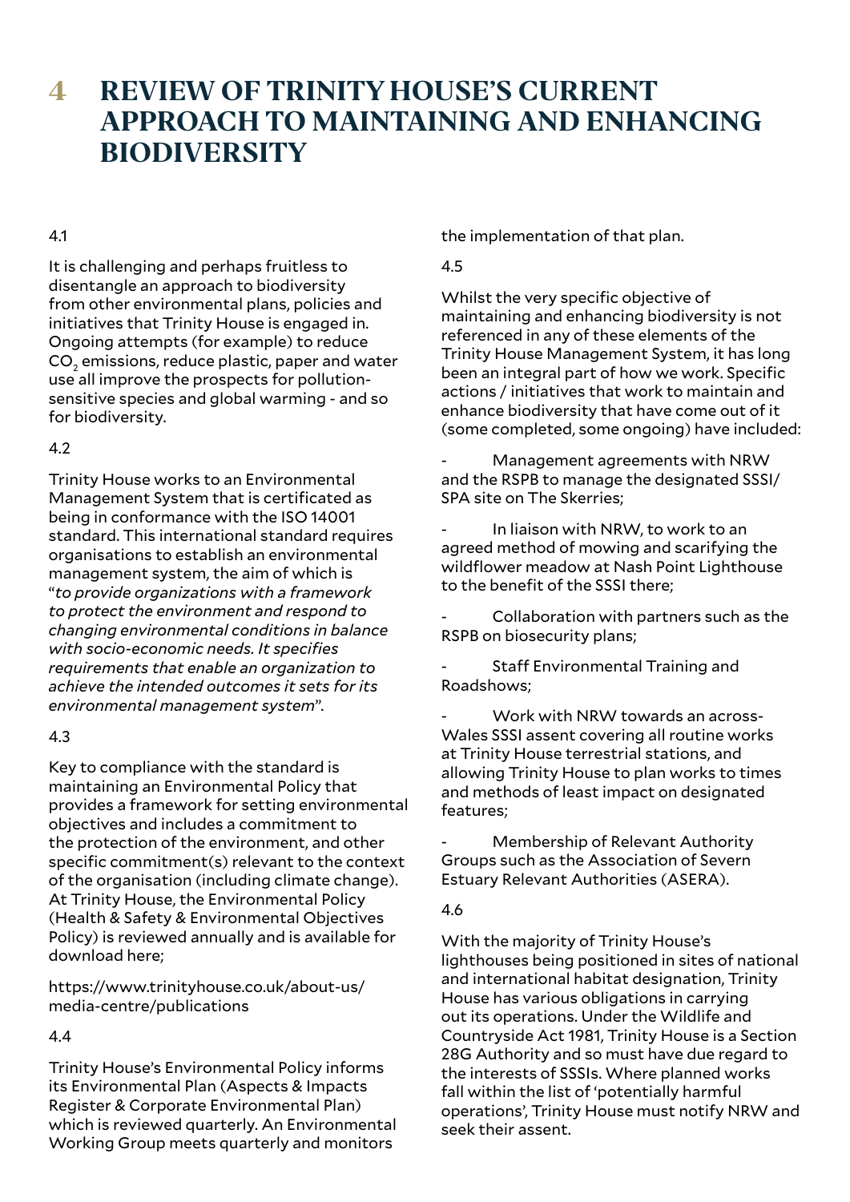# 4 REVIEW OF TRINITY HOUSE'S CURRENT APPROACH TO MAINTAINING AND ENHANCING BIODIVERSITY

4.1

It is challenging and perhaps fruitless to disentangle an approach to biodiversity from other environmental plans, policies and initiatives that Trinity House is engaged in. Ongoing attempts (for example) to reduce $CO_2$ emissions, reduce plastic, paper and water use all improve the prospects for pollution-sensitive species and global warming - and so for biodiversity.

4.2

Trinity House works to an Environmental Management System that is certificated as being in conformance with the ISO 14001 standard. This international standard requires organisations to establish an environmental management system, the aim of which is "*to provide organizations with a framework to protect the environment and respond to changing environmental conditions in balance with socio-economic needs. It specifies requirements that enable an organization to achieve the intended outcomes it sets for its environmental management system*".

4.3

Key to compliance with the standard is maintaining an Environmental Policy that provides a framework for setting environmental objectives and includes a commitment to the protection of the environment, and other specific commitment(s) relevant to the context of the organisation (including climate change). At Trinity House, the Environmental Policy (Health & Safety & Environmental Objectives Policy) is reviewed annually and is available for download here;

https://www.trinityhouse.co.uk/about-us/media-centre/publications

4.4

Trinity House's Environmental Policy informs its Environmental Plan (Aspects & Impacts Register & Corporate Environmental Plan) which is reviewed quarterly. An Environmental Working Group meets quarterly and monitors the implementation of that plan.

4.5

Whilst the very specific objective of maintaining and enhancing biodiversity is not referenced in any of these elements of the Trinity House Management System, it has long been an integral part of how we work. Specific actions / initiatives that work to maintain and enhance biodiversity that have come out of it (some completed, some ongoing) have included:

- Management agreements with NRW and the RSPB to manage the designated SSSI/SPA site on The Skerries;
- In liaison with NRW, to work to an agreed method of mowing and scarifying the wildflower meadow at Nash Point Lighthouse to the benefit of the SSSI there;
- Collaboration with partners such as the RSPB on biosecurity plans;
- Staff Environmental Training and Roadshows;
- Work with NRW towards an across-Wales SSSI assent covering all routine works at Trinity House terrestrial stations, and allowing Trinity House to plan works to times and methods of least impact on designated features;
- Membership of Relevant Authority Groups such as the Association of Severn Estuary Relevant Authorities (ASERA).

4.6

With the majority of Trinity House's lighthouses being positioned in sites of national and international habitat designation, Trinity House has various obligations in carrying out its operations. Under the Wildlife and Countryside Act 1981, Trinity House is a Section 28G Authority and so must have due regard to the interests of SSSIs. Where planned works fall within the list of 'potentially harmful operations', Trinity House must notify NRW and seek their assent.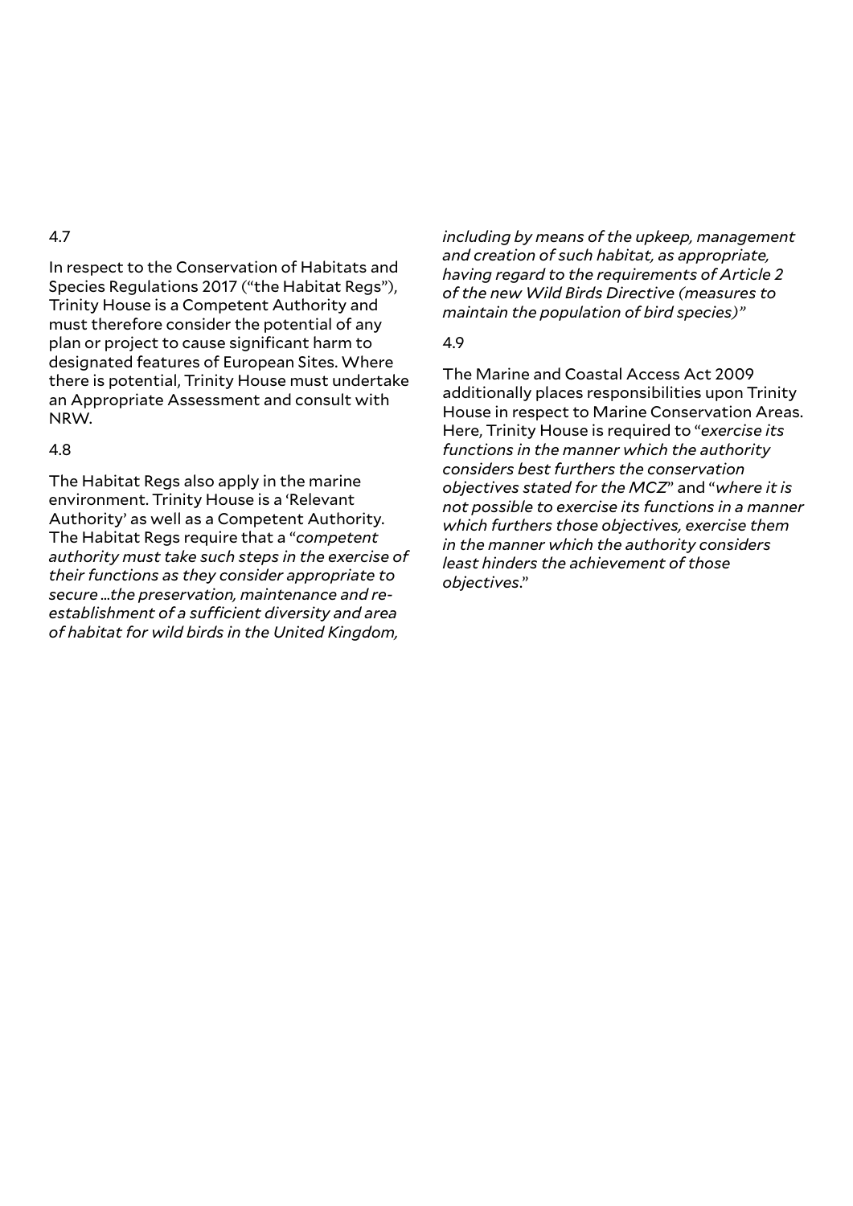4.7

In respect to the Conservation of Habitats and Species Regulations 2017 ("the Habitat Regs"), Trinity House is a Competent Authority and must therefore consider the potential of any plan or project to cause significant harm to designated features of European Sites. Where there is potential, Trinity House must undertake an Appropriate Assessment and consult with NRW.

4.8

The Habitat Regs also apply in the marine environment. Trinity House is a 'Relevant Authority' as well as a Competent Authority. The Habitat Regs require that a "*competent authority must take such steps in the exercise of their functions as they consider appropriate to secure …the preservation, maintenance and re-establishment of a sufficient diversity and area of habitat for wild birds in the United Kingdom, including by means of the upkeep, management and creation of such habitat, as appropriate, having regard to the requirements of Article 2 of the new Wild Birds Directive (measures to maintain the population of bird species)*"

4.9

The Marine and Coastal Access Act 2009 additionally places responsibilities upon Trinity House in respect to Marine Conservation Areas. Here, Trinity House is required to "*exercise its functions in the manner which the authority considers best furthers the conservation objectives stated for the MCZ*" and "*where it is not possible to exercise its functions in a manner which furthers those objectives, exercise them in the manner which the authority considers least hinders the achievement of those objectives*."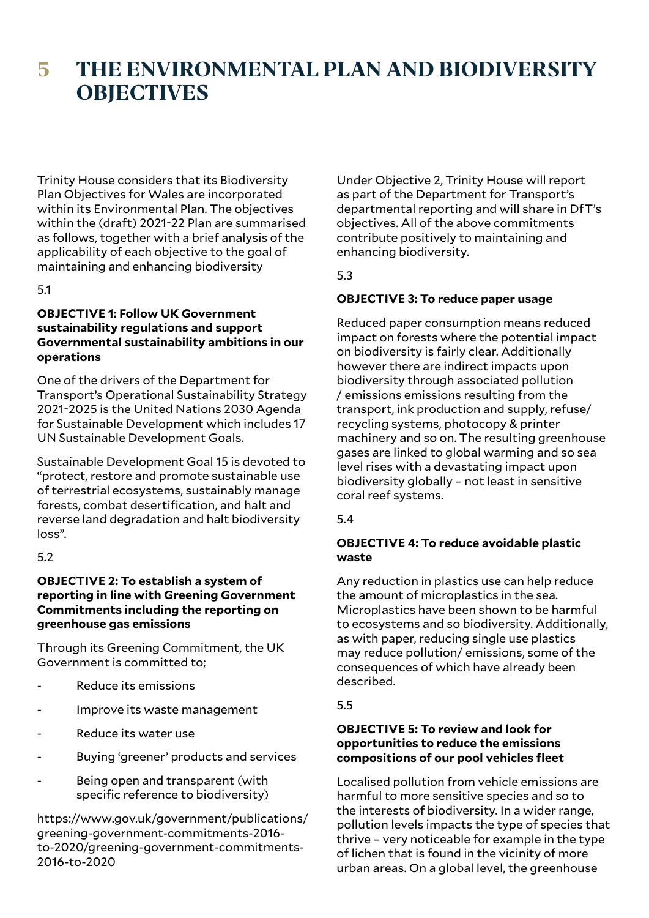# 5 THE ENVIRONMENTAL PLAN AND BIODIVERSITY OBJECTIVES

Trinity House considers that its Biodiversity Plan Objectives for Wales are incorporated within its Environmental Plan. The objectives within the (draft) 2021-22 Plan are summarised as follows, together with a brief analysis of the applicability of each objective to the goal of maintaining and enhancing biodiversity

5.1

**OBJECTIVE 1: Follow UK Government sustainability regulations and support Governmental sustainability ambitions in our operations**

One of the drivers of the Department for Transport's Operational Sustainability Strategy 2021-2025 is the United Nations 2030 Agenda for Sustainable Development which includes 17 UN Sustainable Development Goals.

Sustainable Development Goal 15 is devoted to "protect, restore and promote sustainable use of terrestrial ecosystems, sustainably manage forests, combat desertification, and halt and reverse land degradation and halt biodiversity loss".

5.2

**OBJECTIVE 2: To establish a system of reporting in line with Greening Government Commitments including the reporting on greenhouse gas emissions**

Through its Greening Commitment, the UK Government is committed to;

- Reduce its emissions
- Improve its waste management
- Reduce its water use
- Buying 'greener' products and services
- Being open and transparent (with specific reference to biodiversity)

https://www.gov.uk/government/publications/greening-government-commitments-2016-to-2020/greening-government-commitments-2016-to-2020

Under Objective 2, Trinity House will report as part of the Department for Transport's departmental reporting and will share in DfT's objectives. All of the above commitments contribute positively to maintaining and enhancing biodiversity.

5.3

**OBJECTIVE 3: To reduce paper usage**

Reduced paper consumption means reduced impact on forests where the potential impact on biodiversity is fairly clear. Additionally however there are indirect impacts upon biodiversity through associated pollution / emissions emissions resulting from the transport, ink production and supply, refuse/ recycling systems, photocopy & printer machinery and so on. The resulting greenhouse gases are linked to global warming and so sea level rises with a devastating impact upon biodiversity globally – not least in sensitive coral reef systems.

5.4

**OBJECTIVE 4: To reduce avoidable plastic waste**

Any reduction in plastics use can help reduce the amount of microplastics in the sea. Microplastics have been shown to be harmful to ecosystems and so biodiversity. Additionally, as with paper, reducing single use plastics may reduce pollution/ emissions, some of the consequences of which have already been described.

5.5

**OBJECTIVE 5: To review and look for opportunities to reduce the emissions compositions of our pool vehicles fleet**

Localised pollution from vehicle emissions are harmful to more sensitive species and so to the interests of biodiversity. In a wider range, pollution levels impacts the type of species that thrive – very noticeable for example in the type of lichen that is found in the vicinity of more urban areas. On a global level, the greenhouse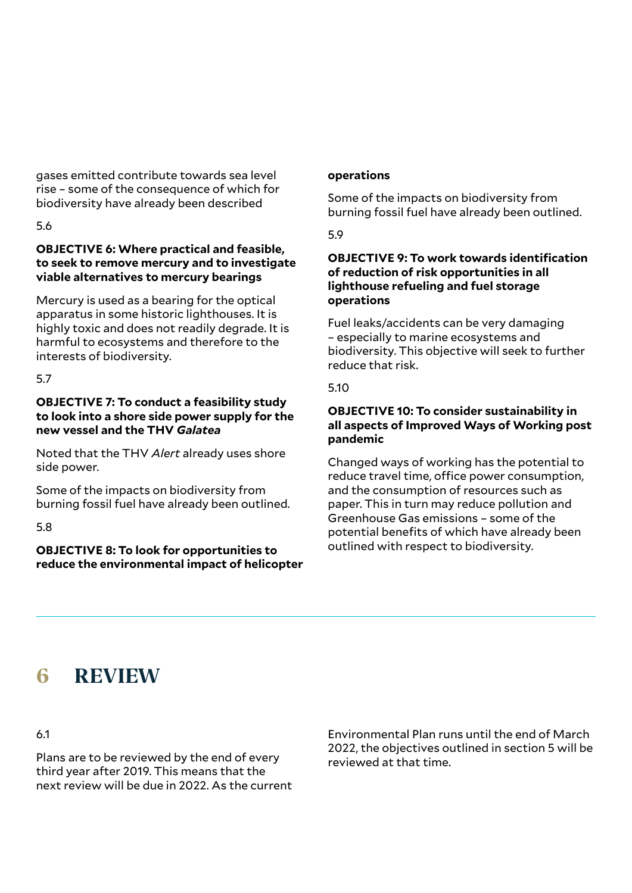gases emitted contribute towards sea level rise – some of the consequence of which for biodiversity have already been described

5.6

**OBJECTIVE 6: Where practical and feasible, to seek to remove mercury and to investigate viable alternatives to mercury bearings**

Mercury is used as a bearing for the optical apparatus in some historic lighthouses. It is highly toxic and does not readily degrade. It is harmful to ecosystems and therefore to the interests of biodiversity.

5.7

**OBJECTIVE 7: To conduct a feasibility study to look into a shore side power supply for the new vessel and the THV *Galatea***

Noted that the THV *Alert* already uses shore side power.

Some of the impacts on biodiversity from burning fossil fuel have already been outlined.

5.8

**OBJECTIVE 8: To look for opportunities to reduce the environmental impact of helicopter operations**

Some of the impacts on biodiversity from burning fossil fuel have already been outlined.

5.9

**OBJECTIVE 9: To work towards identification of reduction of risk opportunities in all lighthouse refueling and fuel storage operations**

Fuel leaks/accidents can be very damaging – especially to marine ecosystems and biodiversity. This objective will seek to further reduce that risk.

5.10

**OBJECTIVE 10: To consider sustainability in all aspects of Improved Ways of Working post pandemic**

Changed ways of working has the potential to reduce travel time, office power consumption, and the consumption of resources such as paper. This in turn may reduce pollution and Greenhouse Gas emissions – some of the potential benefits of which have already been outlined with respect to biodiversity.

# 6 REVIEW

6.1

Plans are to be reviewed by the end of every third year after 2019. This means that the next review will be due in 2022. As the current Environmental Plan runs until the end of March 2022, the objectives outlined in section 5 will be reviewed at that time.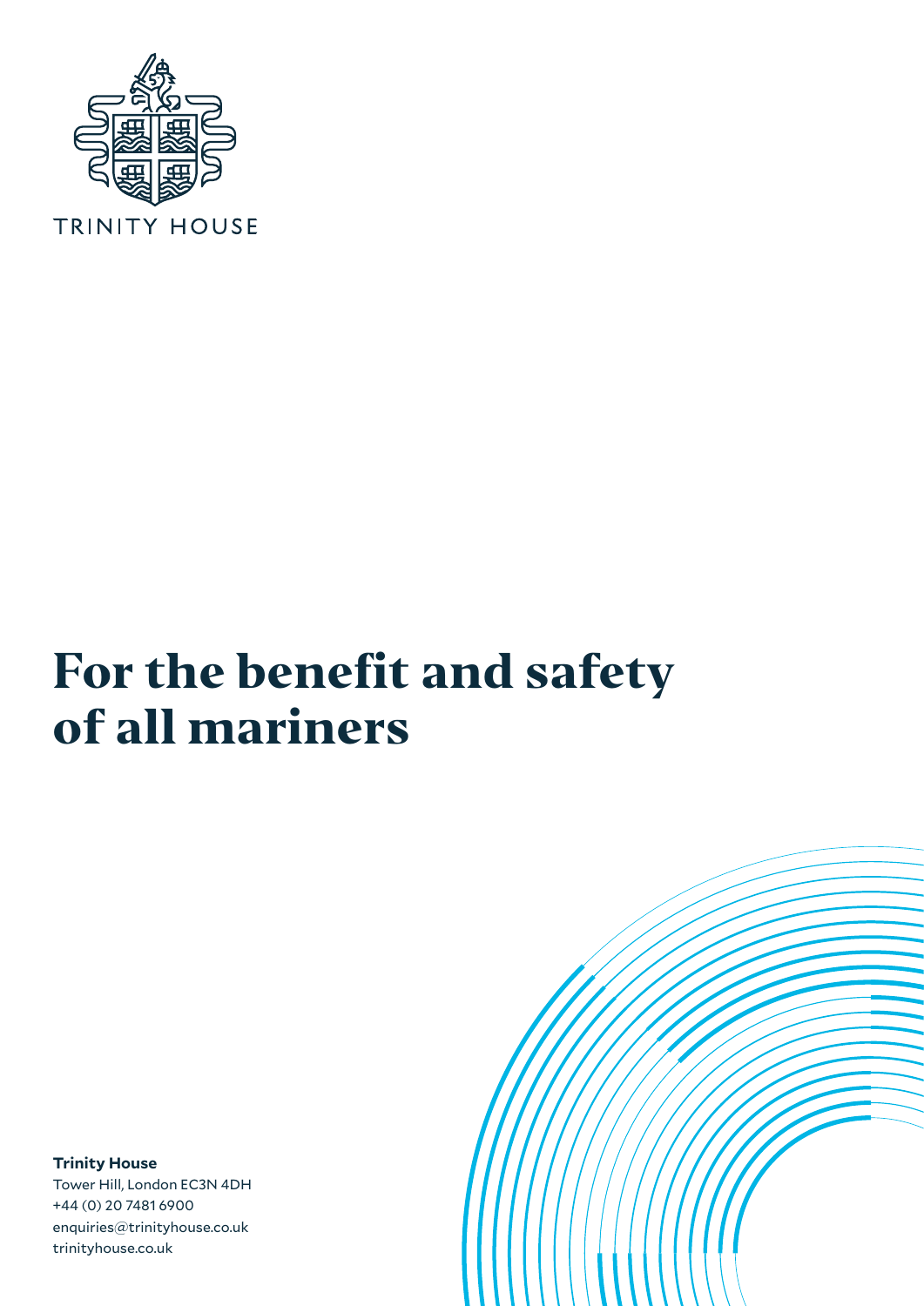TRINITY HOUSE

# For the benefit and safety of all mariners

**Trinity House**
Tower Hill, London EC3N 4DH
+44 (0) 20 7481 6900
enquiries@trinityhouse.co.uk
trinityhouse.co.uk